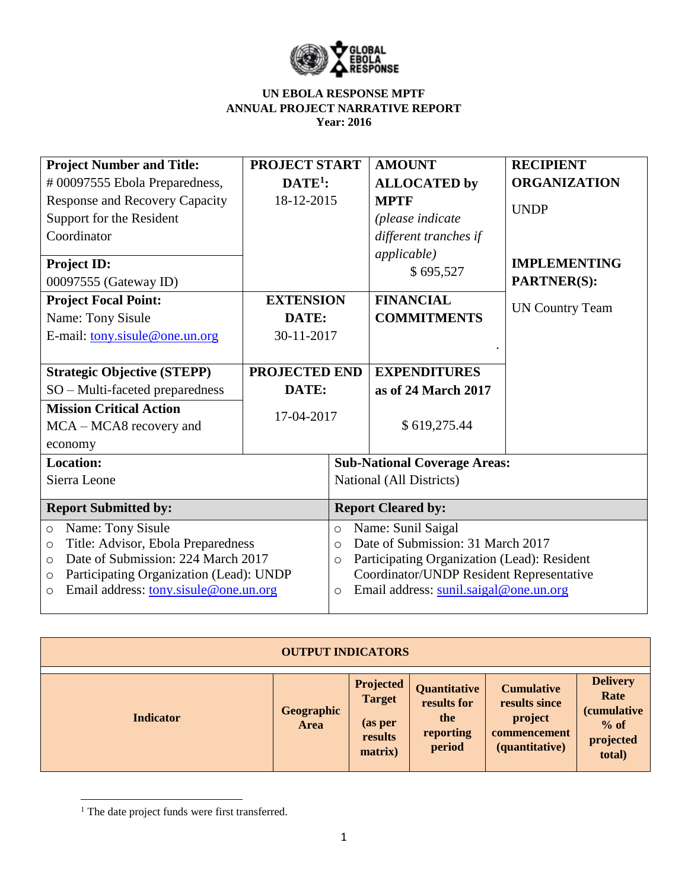**UN EBOLA RESPONSE MPTF**
**ANNUAL PROJECT NARRATIVE REPORT**
**Year: 2016**

| **Project Number and Title:** # 00097555 Ebola Preparedness, Response and Recovery Capacity Support for the Resident Coordinator | **PROJECT START DATE[1]:** 18-12-2015 | **AMOUNT ALLOCATED by MPTF** *(please indicate different tranches if applicable)* $ 695,527 | **RECIPIENT ORGANIZATION** UNDP |
|---|---|---|---|
| **Project ID:** 00097555 (Gateway ID) | | | **IMPLEMENTING PARTNER(S):** UN Country Team |
| **Project Focal Point:** Name: Tony Sisule E-mail: tony.sisule@one.un.org | **EXTENSION DATE:** 30-11-2017 | **FINANCIAL COMMITMENTS** . | |
| **Strategic Objective (STEPP)** SO – Multi-faceted preparedness | **PROJECTED END DATE:** 17-04-2017 | **EXPENDITURES as of 24 March 2017** $ 619,275.44 | |
| **Mission Critical Action** MCA – MCA8 recovery and economy | | | |
| **Location:** Sierra Leone | | **Sub-National Coverage Areas:** National (All Districts) | |
| **Report Submitted by:** | | **Report Cleared by:** | |
| ○ Name: Tony Sisule ○ Title: Advisor, Ebola Preparedness ○ Date of Submission: 224 March 2017 ○ Participating Organization (Lead): UNDP ○ Email address: tony.sisule@one.un.org | | ○ Name: Sunil Saigal ○ Date of Submission: 31 March 2017 ○ Participating Organization (Lead): Resident Coordinator/UNDP Resident Representative ○ Email address: sunil.saigal@one.un.org | |

| **OUTPUT INDICATORS** | | | | | |
|---|---|---|---|---|---|
| **Indicator** | **Geographic Area** | **Projected Target (as per results matrix)** | **Quantitative results for the reporting period** | **Cumulative results since project commencement (quantitative)** | **Delivery Rate (cumulative % of projected total)** |

[1] The date project funds were first transferred.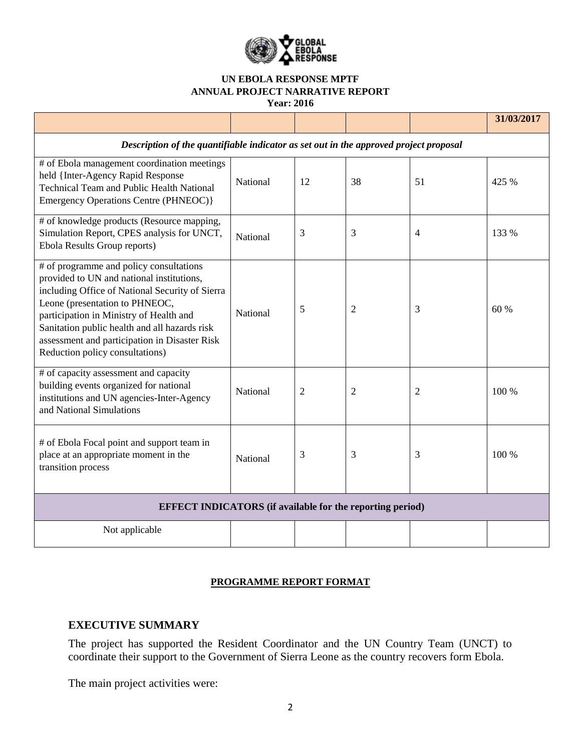**UN EBOLA RESPONSE MPTF**
**ANNUAL PROJECT NARRATIVE REPORT**
**Year: 2016**

| | | | | | **31/03/2017** |
|---|---|---|---|---|---|
| *Description of the quantifiable indicator as set out in the approved project proposal* | | | | | |
| # of Ebola management coordination meetings held {Inter-Agency Rapid Response Technical Team and Public Health National Emergency Operations Centre (PHNEOC)} | National | 12 | 38 | 51 | 425 % |
| # of knowledge products (Resource mapping, Simulation Report, CPES analysis for UNCT, Ebola Results Group reports) | National | 3 | 3 | 4 | 133 % |
| # of programme and policy consultations provided to UN and national institutions, including Office of National Security of Sierra Leone (presentation to PHNEOC, participation in Ministry of Health and Sanitation public health and all hazards risk assessment and participation in Disaster Risk Reduction policy consultations) | National | 5 | 2 | 3 | 60 % |
| # of capacity assessment and capacity building events organized for national institutions and UN agencies-Inter-Agency and National Simulations | National | 2 | 2 | 2 | 100 % |
| # of Ebola Focal point and support team in place at an appropriate moment in the transition process | National | 3 | 3 | 3 | 100 % |
| **EFFECT INDICATORS (if available for the reporting period)** | | | | | |
| Not applicable | | | | | |

**PROGRAMME REPORT FORMAT**

## EXECUTIVE SUMMARY

The project has supported the Resident Coordinator and the UN Country Team (UNCT) to coordinate their support to the Government of Sierra Leone as the country recovers form Ebola.

The main project activities were: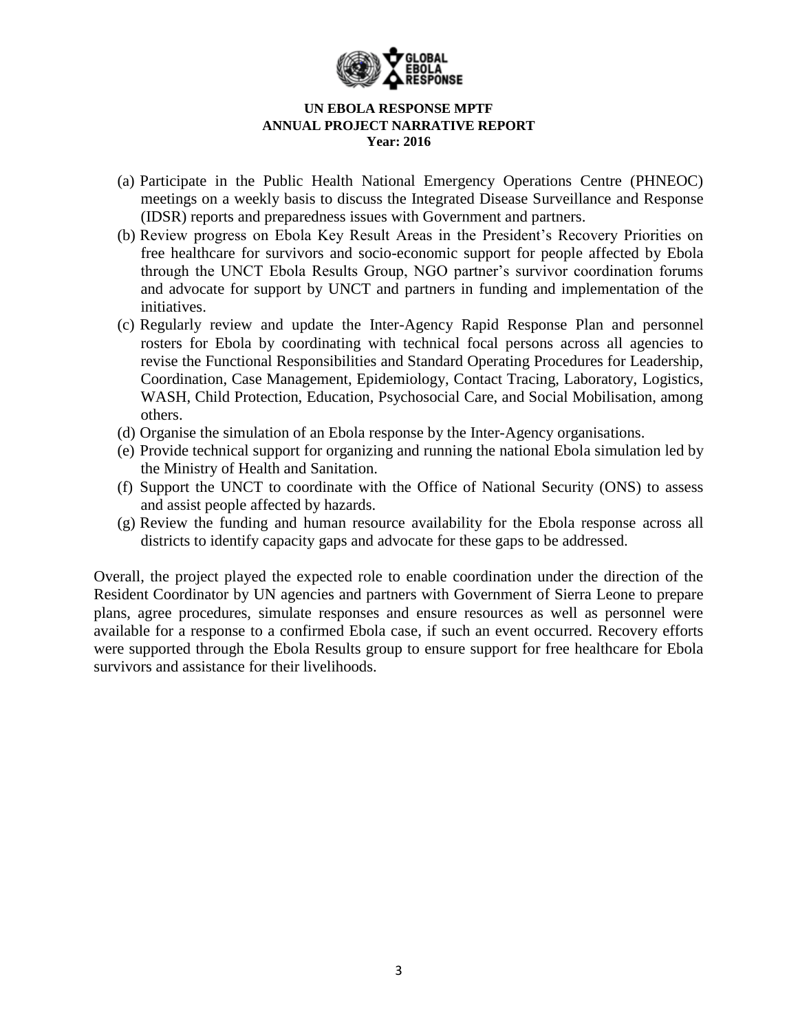(a) Participate in the Public Health National Emergency Operations Centre (PHNEOC) meetings on a weekly basis to discuss the Integrated Disease Surveillance and Response (IDSR) reports and preparedness issues with Government and partners.

(b) Review progress on Ebola Key Result Areas in the President's Recovery Priorities on free healthcare for survivors and socio-economic support for people affected by Ebola through the UNCT Ebola Results Group, NGO partner's survivor coordination forums and advocate for support by UNCT and partners in funding and implementation of the initiatives.

(c) Regularly review and update the Inter-Agency Rapid Response Plan and personnel rosters for Ebola by coordinating with technical focal persons across all agencies to revise the Functional Responsibilities and Standard Operating Procedures for Leadership, Coordination, Case Management, Epidemiology, Contact Tracing, Laboratory, Logistics, WASH, Child Protection, Education, Psychosocial Care, and Social Mobilisation, among others.

(d) Organise the simulation of an Ebola response by the Inter-Agency organisations.

(e) Provide technical support for organizing and running the national Ebola simulation led by the Ministry of Health and Sanitation.

(f) Support the UNCT to coordinate with the Office of National Security (ONS) to assess and assist people affected by hazards.

(g) Review the funding and human resource availability for the Ebola response across all districts to identify capacity gaps and advocate for these gaps to be addressed.

Overall, the project played the expected role to enable coordination under the direction of the Resident Coordinator by UN agencies and partners with Government of Sierra Leone to prepare plans, agree procedures, simulate responses and ensure resources as well as personnel were available for a response to a confirmed Ebola case, if such an event occurred. Recovery efforts were supported through the Ebola Results group to ensure support for free healthcare for Ebola survivors and assistance for their livelihoods.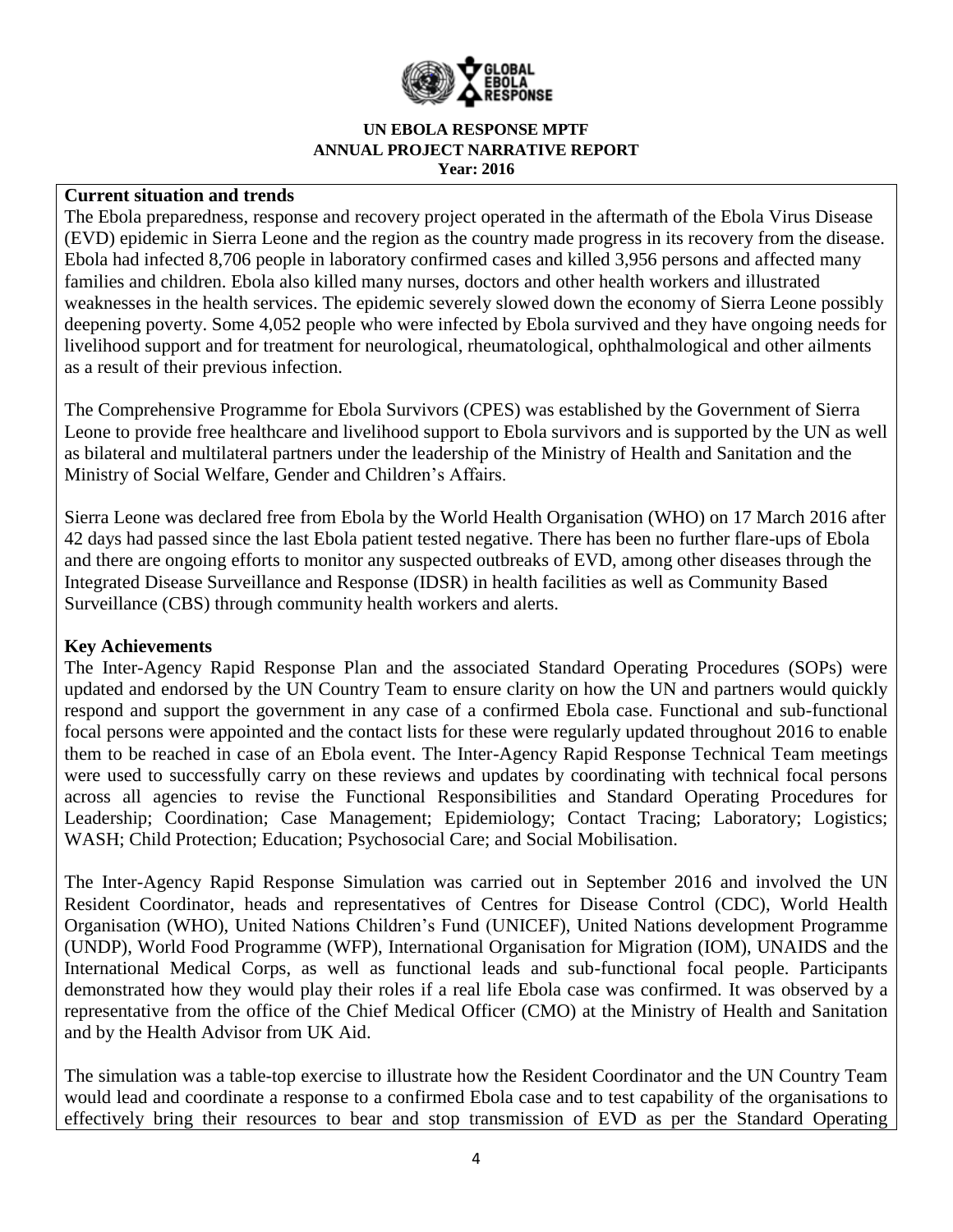**UN EBOLA RESPONSE MPTF**
**ANNUAL PROJECT NARRATIVE REPORT**
**Year: 2016**

**Current situation and trends**

The Ebola preparedness, response and recovery project operated in the aftermath of the Ebola Virus Disease (EVD) epidemic in Sierra Leone and the region as the country made progress in its recovery from the disease. Ebola had infected 8,706 people in laboratory confirmed cases and killed 3,956 persons and affected many families and children. Ebola also killed many nurses, doctors and other health workers and illustrated weaknesses in the health services. The epidemic severely slowed down the economy of Sierra Leone possibly deepening poverty. Some 4,052 people who were infected by Ebola survived and they have ongoing needs for livelihood support and for treatment for neurological, rheumatological, ophthalmological and other ailments as a result of their previous infection.

The Comprehensive Programme for Ebola Survivors (CPES) was established by the Government of Sierra Leone to provide free healthcare and livelihood support to Ebola survivors and is supported by the UN as well as bilateral and multilateral partners under the leadership of the Ministry of Health and Sanitation and the Ministry of Social Welfare, Gender and Children's Affairs.

Sierra Leone was declared free from Ebola by the World Health Organisation (WHO) on 17 March 2016 after 42 days had passed since the last Ebola patient tested negative. There has been no further flare-ups of Ebola and there are ongoing efforts to monitor any suspected outbreaks of EVD, among other diseases through the Integrated Disease Surveillance and Response (IDSR) in health facilities as well as Community Based Surveillance (CBS) through community health workers and alerts.

**Key Achievements**

The Inter-Agency Rapid Response Plan and the associated Standard Operating Procedures (SOPs) were updated and endorsed by the UN Country Team to ensure clarity on how the UN and partners would quickly respond and support the government in any case of a confirmed Ebola case. Functional and sub-functional focal persons were appointed and the contact lists for these were regularly updated throughout 2016 to enable them to be reached in case of an Ebola event. The Inter-Agency Rapid Response Technical Team meetings were used to successfully carry on these reviews and updates by coordinating with technical focal persons across all agencies to revise the Functional Responsibilities and Standard Operating Procedures for Leadership; Coordination; Case Management; Epidemiology; Contact Tracing; Laboratory; Logistics; WASH; Child Protection; Education; Psychosocial Care; and Social Mobilisation.

The Inter-Agency Rapid Response Simulation was carried out in September 2016 and involved the UN Resident Coordinator, heads and representatives of Centres for Disease Control (CDC), World Health Organisation (WHO), United Nations Children's Fund (UNICEF), United Nations development Programme (UNDP), World Food Programme (WFP), International Organisation for Migration (IOM), UNAIDS and the International Medical Corps, as well as functional leads and sub-functional focal people. Participants demonstrated how they would play their roles if a real life Ebola case was confirmed. It was observed by a representative from the office of the Chief Medical Officer (CMO) at the Ministry of Health and Sanitation and by the Health Advisor from UK Aid.

The simulation was a table-top exercise to illustrate how the Resident Coordinator and the UN Country Team would lead and coordinate a response to a confirmed Ebola case and to test capability of the organisations to effectively bring their resources to bear and stop transmission of EVD as per the Standard Operating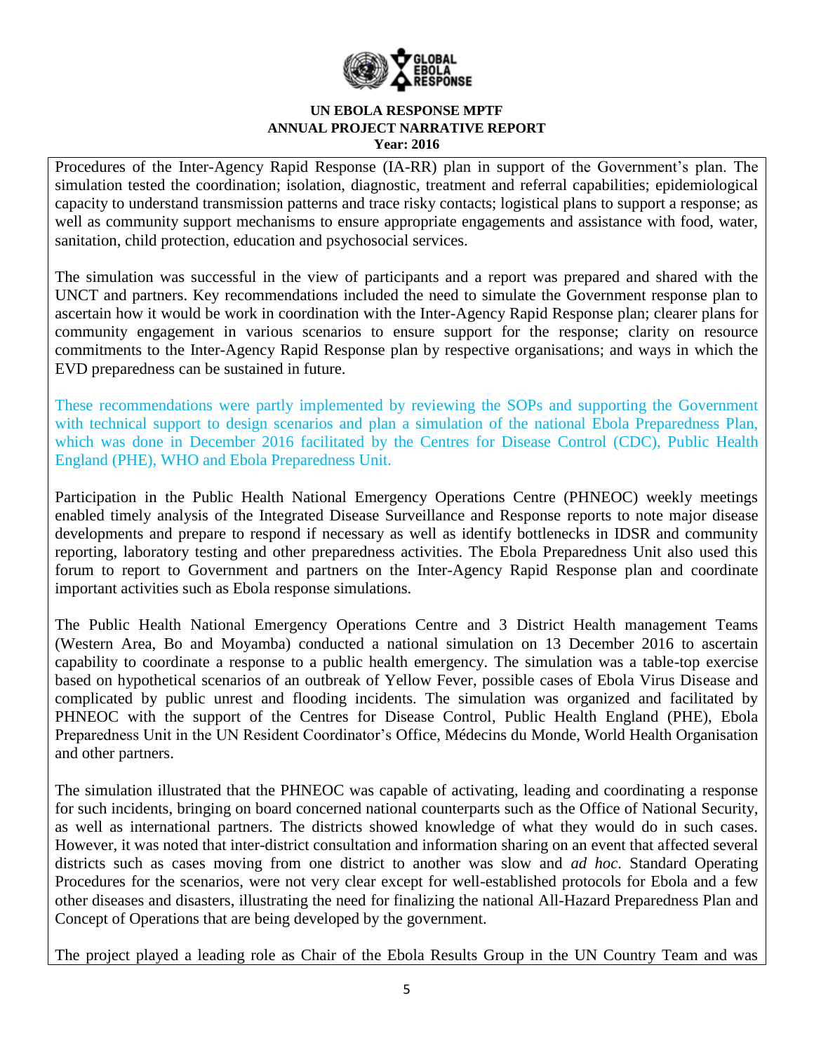Procedures of the Inter-Agency Rapid Response (IA-RR) plan in support of the Government's plan. The simulation tested the coordination; isolation, diagnostic, treatment and referral capabilities; epidemiological capacity to understand transmission patterns and trace risky contacts; logistical plans to support a response; as well as community support mechanisms to ensure appropriate engagements and assistance with food, water, sanitation, child protection, education and psychosocial services.

The simulation was successful in the view of participants and a report was prepared and shared with the UNCT and partners. Key recommendations included the need to simulate the Government response plan to ascertain how it would be work in coordination with the Inter-Agency Rapid Response plan; clearer plans for community engagement in various scenarios to ensure support for the response; clarity on resource commitments to the Inter-Agency Rapid Response plan by respective organisations; and ways in which the EVD preparedness can be sustained in future.

These recommendations were partly implemented by reviewing the SOPs and supporting the Government with technical support to design scenarios and plan a simulation of the national Ebola Preparedness Plan, which was done in December 2016 facilitated by the Centres for Disease Control (CDC), Public Health England (PHE), WHO and Ebola Preparedness Unit.

Participation in the Public Health National Emergency Operations Centre (PHNEOC) weekly meetings enabled timely analysis of the Integrated Disease Surveillance and Response reports to note major disease developments and prepare to respond if necessary as well as identify bottlenecks in IDSR and community reporting, laboratory testing and other preparedness activities. The Ebola Preparedness Unit also used this forum to report to Government and partners on the Inter-Agency Rapid Response plan and coordinate important activities such as Ebola response simulations.

The Public Health National Emergency Operations Centre and 3 District Health management Teams (Western Area, Bo and Moyamba) conducted a national simulation on 13 December 2016 to ascertain capability to coordinate a response to a public health emergency. The simulation was a table-top exercise based on hypothetical scenarios of an outbreak of Yellow Fever, possible cases of Ebola Virus Disease and complicated by public unrest and flooding incidents. The simulation was organized and facilitated by PHNEOC with the support of the Centres for Disease Control, Public Health England (PHE), Ebola Preparedness Unit in the UN Resident Coordinator's Office, Médecins du Monde, World Health Organisation and other partners.

The simulation illustrated that the PHNEOC was capable of activating, leading and coordinating a response for such incidents, bringing on board concerned national counterparts such as the Office of National Security, as well as international partners. The districts showed knowledge of what they would do in such cases. However, it was noted that inter-district consultation and information sharing on an event that affected several districts such as cases moving from one district to another was slow and *ad hoc*. Standard Operating Procedures for the scenarios, were not very clear except for well-established protocols for Ebola and a few other diseases and disasters, illustrating the need for finalizing the national All-Hazard Preparedness Plan and Concept of Operations that are being developed by the government.

The project played a leading role as Chair of the Ebola Results Group in the UN Country Team and was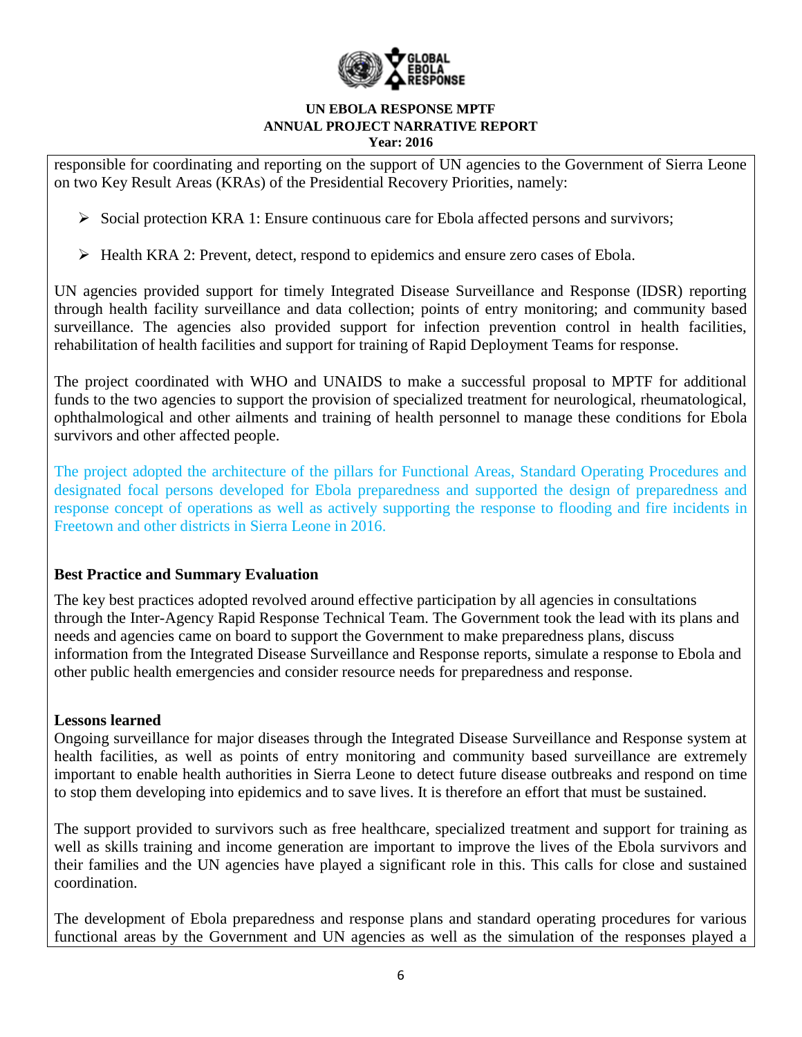responsible for coordinating and reporting on the support of UN agencies to the Government of Sierra Leone on two Key Result Areas (KRAs) of the Presidential Recovery Priorities, namely:

- Social protection KRA 1: Ensure continuous care for Ebola affected persons and survivors;
- Health KRA 2: Prevent, detect, respond to epidemics and ensure zero cases of Ebola.

UN agencies provided support for timely Integrated Disease Surveillance and Response (IDSR) reporting through health facility surveillance and data collection; points of entry monitoring; and community based surveillance. The agencies also provided support for infection prevention control in health facilities, rehabilitation of health facilities and support for training of Rapid Deployment Teams for response.

The project coordinated with WHO and UNAIDS to make a successful proposal to MPTF for additional funds to the two agencies to support the provision of specialized treatment for neurological, rheumatological, ophthalmological and other ailments and training of health personnel to manage these conditions for Ebola survivors and other affected people.

The project adopted the architecture of the pillars for Functional Areas, Standard Operating Procedures and designated focal persons developed for Ebola preparedness and supported the design of preparedness and response concept of operations as well as actively supporting the response to flooding and fire incidents in Freetown and other districts in Sierra Leone in 2016.

**Best Practice and Summary Evaluation**

The key best practices adopted revolved around effective participation by all agencies in consultations through the Inter-Agency Rapid Response Technical Team. The Government took the lead with its plans and needs and agencies came on board to support the Government to make preparedness plans, discuss information from the Integrated Disease Surveillance and Response reports, simulate a response to Ebola and other public health emergencies and consider resource needs for preparedness and response.

**Lessons learned**

Ongoing surveillance for major diseases through the Integrated Disease Surveillance and Response system at health facilities, as well as points of entry monitoring and community based surveillance are extremely important to enable health authorities in Sierra Leone to detect future disease outbreaks and respond on time to stop them developing into epidemics and to save lives. It is therefore an effort that must be sustained.

The support provided to survivors such as free healthcare, specialized treatment and support for training as well as skills training and income generation are important to improve the lives of the Ebola survivors and their families and the UN agencies have played a significant role in this. This calls for close and sustained coordination.

The development of Ebola preparedness and response plans and standard operating procedures for various functional areas by the Government and UN agencies as well as the simulation of the responses played a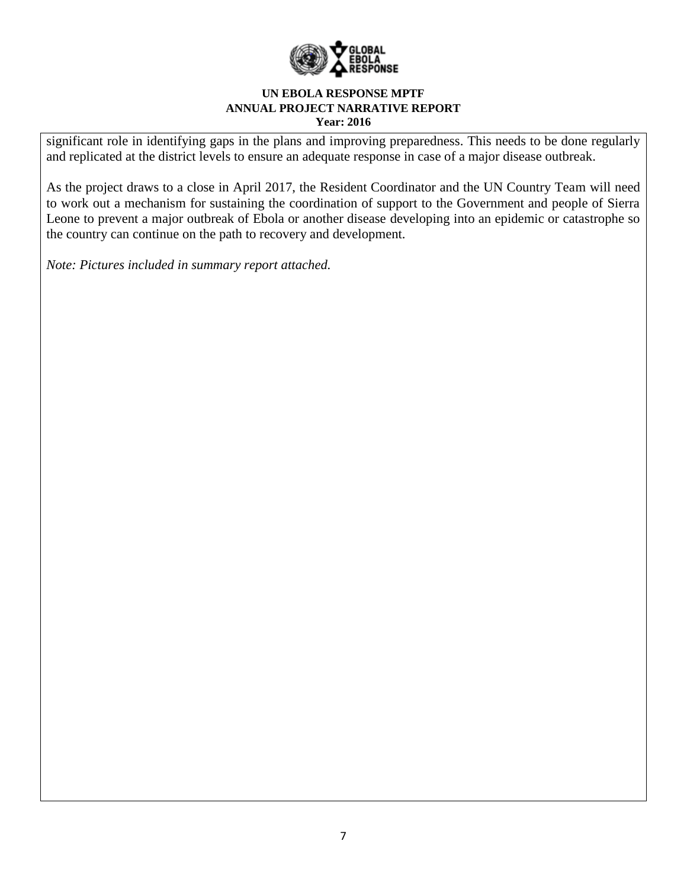significant role in identifying gaps in the plans and improving preparedness. This needs to be done regularly and replicated at the district levels to ensure an adequate response in case of a major disease outbreak.

As the project draws to a close in April 2017, the Resident Coordinator and the UN Country Team will need to work out a mechanism for sustaining the coordination of support to the Government and people of Sierra Leone to prevent a major outbreak of Ebola or another disease developing into an epidemic or catastrophe so the country can continue on the path to recovery and development.

*Note: Pictures included in summary report attached.*